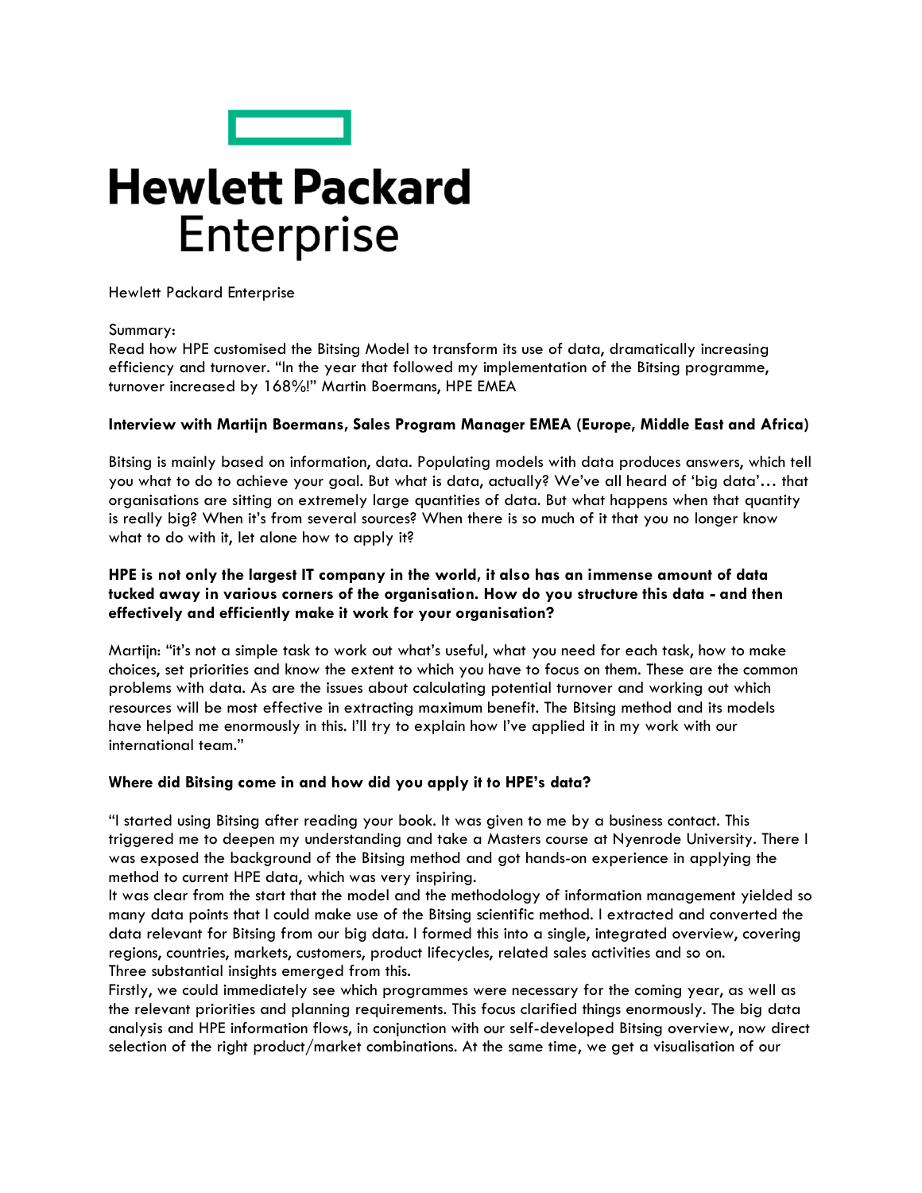# Hewlett Packard Enterprise

Hewlett Packard Enterprise

Summary:
Read how HPE customised the Bitsing Model to transform its use of data, dramatically increasing efficiency and turnover. "In the year that followed my implementation of the Bitsing programme, turnover increased by 168%!" Martin Boermans, HPE EMEA

**Interview with Martijn Boermans, Sales Program Manager EMEA (Europe, Middle East and Africa)**

Bitsing is mainly based on information, data. Populating models with data produces answers, which tell you what to do to achieve your goal. But what is data, actually? We've all heard of 'big data'… that organisations are sitting on extremely large quantities of data. But what happens when that quantity is really big? When it's from several sources? When there is so much of it that you no longer know what to do with it, let alone how to apply it?

**HPE is not only the largest IT company in the world, it also has an immense amount of data tucked away in various corners of the organisation. How do you structure this data - and then effectively and efficiently make it work for your organisation?**

Martijn: "it's not a simple task to work out what's useful, what you need for each task, how to make choices, set priorities and know the extent to which you have to focus on them. These are the common problems with data. As are the issues about calculating potential turnover and working out which resources will be most effective in extracting maximum benefit. The Bitsing method and its models have helped me enormously in this. I'll try to explain how I've applied it in my work with our international team."

**Where did Bitsing come in and how did you apply it to HPE's data?**

"I started using Bitsing after reading your book. It was given to me by a business contact. This triggered me to deepen my understanding and take a Masters course at Nyenrode University. There I was exposed the background of the Bitsing method and got hands-on experience in applying the method to current HPE data, which was very inspiring.
It was clear from the start that the model and the methodology of information management yielded so many data points that I could make use of the Bitsing scientific method. I extracted and converted the data relevant for Bitsing from our big data. I formed this into a single, integrated overview, covering regions, countries, markets, customers, product lifecycles, related sales activities and so on.
Three substantial insights emerged from this.
Firstly, we could immediately see which programmes were necessary for the coming year, as well as the relevant priorities and planning requirements. This focus clarified things enormously. The big data analysis and HPE information flows, in conjunction with our self-developed Bitsing overview, now direct selection of the right product/market combinations. At the same time, we get a visualisation of our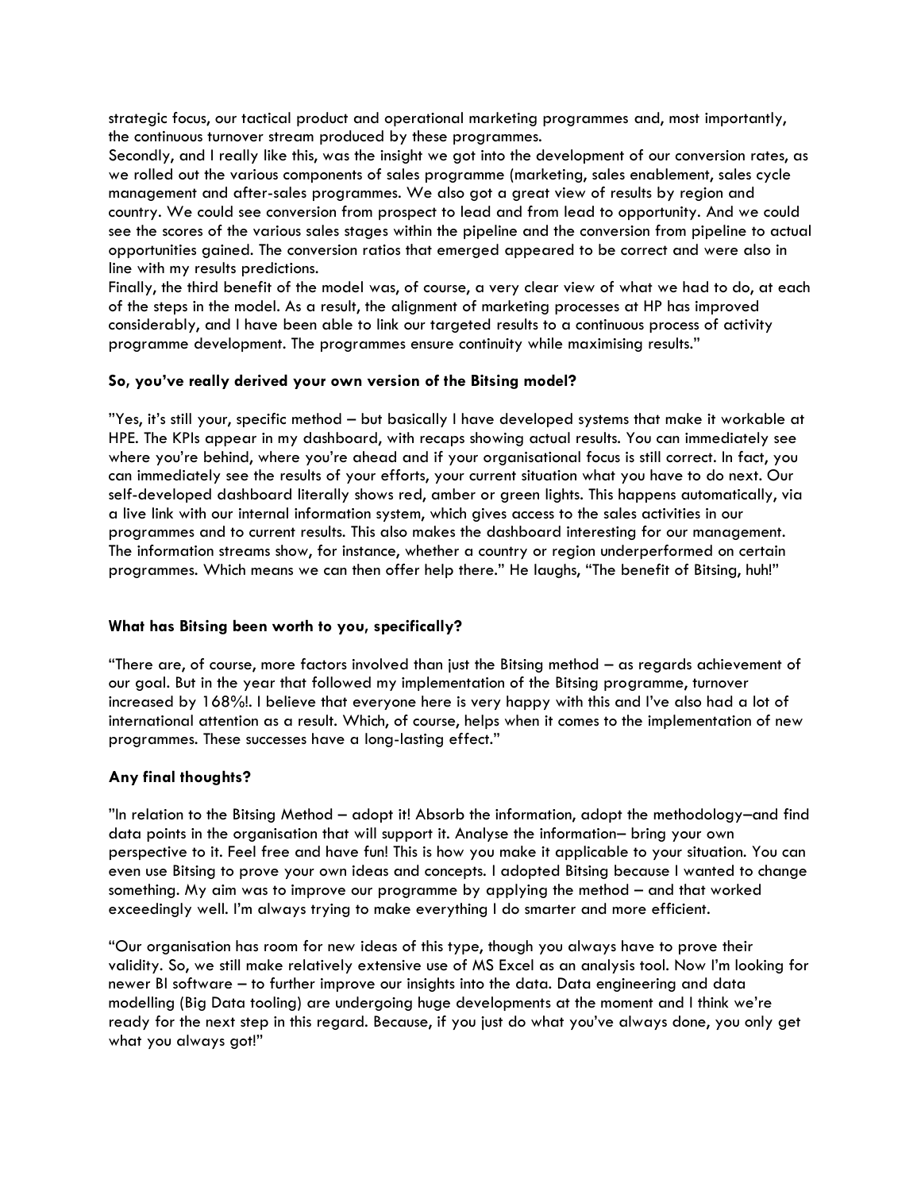strategic focus, our tactical product and operational marketing programmes and, most importantly, the continuous turnover stream produced by these programmes.

Secondly, and I really like this, was the insight we got into the development of our conversion rates, as we rolled out the various components of sales programme (marketing, sales enablement, sales cycle management and after-sales programmes. We also got a great view of results by region and country. We could see conversion from prospect to lead and from lead to opportunity. And we could see the scores of the various sales stages within the pipeline and the conversion from pipeline to actual opportunities gained. The conversion ratios that emerged appeared to be correct and were also in line with my results predictions.

Finally, the third benefit of the model was, of course, a very clear view of what we had to do, at each of the steps in the model. As a result, the alignment of marketing processes at HP has improved considerably, and I have been able to link our targeted results to a continuous process of activity programme development. The programmes ensure continuity while maximising results."

**So, you've really derived your own version of the Bitsing model?**

"Yes, it's still your, specific method – but basically I have developed systems that make it workable at HPE. The KPIs appear in my dashboard, with recaps showing actual results. You can immediately see where you're behind, where you're ahead and if your organisational focus is still correct. In fact, you can immediately see the results of your efforts, your current situation what you have to do next. Our self-developed dashboard literally shows red, amber or green lights. This happens automatically, via a live link with our internal information system, which gives access to the sales activities in our programmes and to current results. This also makes the dashboard interesting for our management. The information streams show, for instance, whether a country or region underperformed on certain programmes. Which means we can then offer help there." He laughs, "The benefit of Bitsing, huh!"

**What has Bitsing been worth to you, specifically?**

"There are, of course, more factors involved than just the Bitsing method – as regards achievement of our goal. But in the year that followed my implementation of the Bitsing programme, turnover increased by 168%!. I believe that everyone here is very happy with this and I've also had a lot of international attention as a result. Which, of course, helps when it comes to the implementation of new programmes. These successes have a long-lasting effect."

**Any final thoughts?**

"In relation to the Bitsing Method – adopt it! Absorb the information, adopt the methodology–and find data points in the organisation that will support it. Analyse the information– bring your own perspective to it. Feel free and have fun! This is how you make it applicable to your situation. You can even use Bitsing to prove your own ideas and concepts. I adopted Bitsing because I wanted to change something. My aim was to improve our programme by applying the method – and that worked exceedingly well. I'm always trying to make everything I do smarter and more efficient.

"Our organisation has room for new ideas of this type, though you always have to prove their validity. So, we still make relatively extensive use of MS Excel as an analysis tool. Now I'm looking for newer BI software – to further improve our insights into the data. Data engineering and data modelling (Big Data tooling) are undergoing huge developments at the moment and I think we're ready for the next step in this regard. Because, if you just do what you've always done, you only get what you always got!"